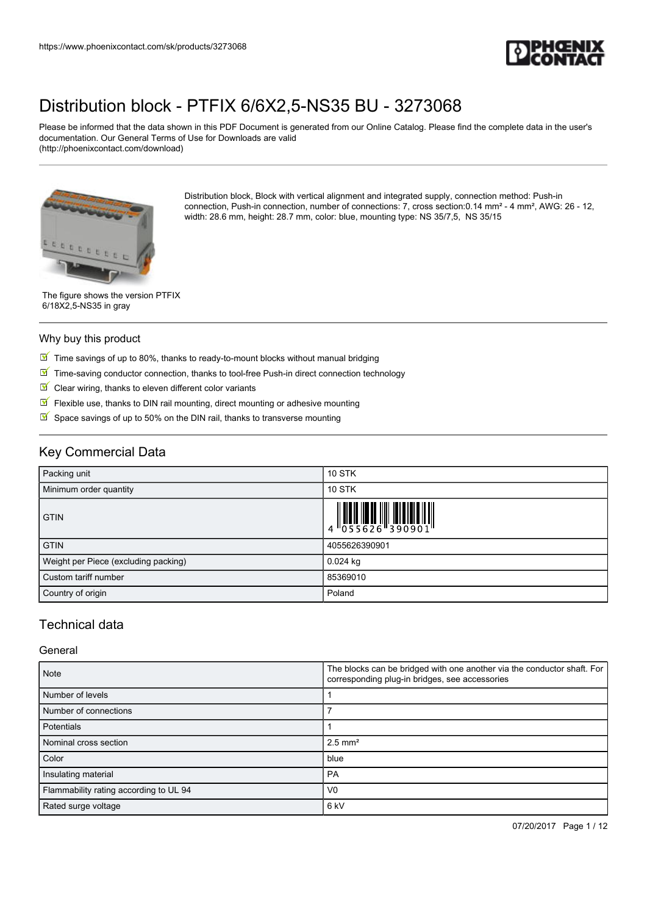# Distribution block - PTFIX 6/6X2,5-NS35 BU - 3273068

Please be informed that the data shown in this PDF Document is generated from our Online Catalog. Please find the complete data in the user's documentation. Our General Terms of Use for Downloads are valid (http://phoenixcontact.com/download)

Distribution block, Block with vertical alignment and integrated supply, connection method: Push-in connection, Push-in connection, number of connections: 7, cross section:0.14 mm² - 4 mm², AWG: 26 - 12, width: 28.6 mm, height: 28.7 mm, color: blue, mounting type: NS 35/7,5, NS 35/15

The figure shows the version PTFIX 6/18X2,5-NS35 in gray

## Why buy this product

- Time savings of up to 80%, thanks to ready-to-mount blocks without manual bridging
- Time-saving conductor connection, thanks to tool-free Push-in direct connection technology
- Clear wiring, thanks to eleven different color variants
- Flexible use, thanks to DIN rail mounting, direct mounting or adhesive mounting
- Space savings of up to 50% on the DIN rail, thanks to transverse mounting

## Key Commercial Data

| | |
|---|---|
| Packing unit | 10 STK |
| Minimum order quantity | 10 STK |
| GTIN | 4 055626 390901 |
| GTIN | 4055626390901 |
| Weight per Piece (excluding packing) | 0.024 kg |
| Custom tariff number | 85369010 |
| Country of origin | Poland |

## Technical data

### General

| | |
|---|---|
| Note | The blocks can be bridged with one another via the conductor shaft. For corresponding plug-in bridges, see accessories |
| Number of levels | 1 |
| Number of connections | 7 |
| Potentials | 1 |
| Nominal cross section | 2.5 mm² |
| Color | blue |
| Insulating material | PA |
| Flammability rating according to UL 94 | V0 |
| Rated surge voltage | 6 kV |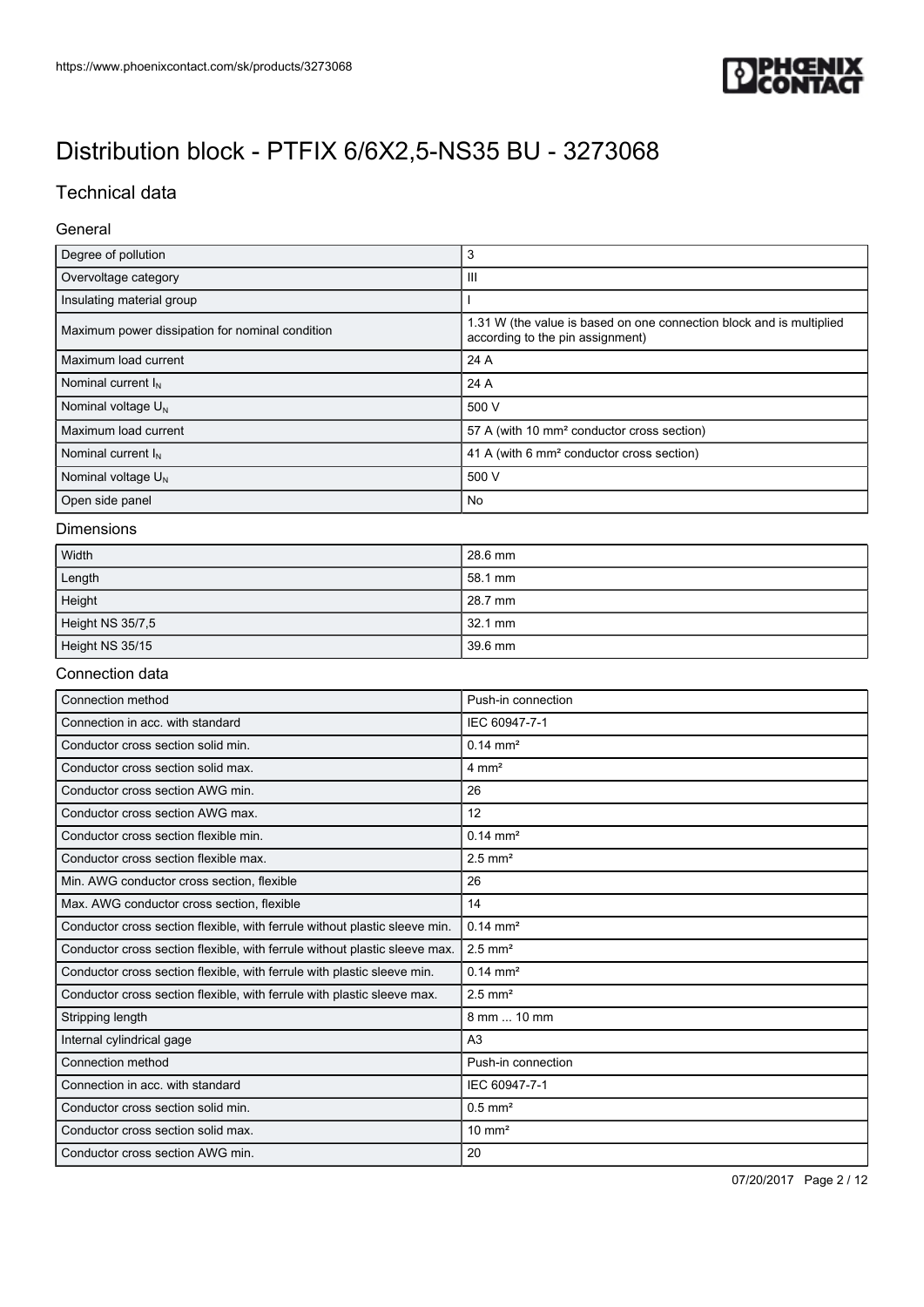# Distribution block - PTFIX 6/6X2,5-NS35 BU - 3273068

## Technical data

### General

| | |
|---|---|
| Degree of pollution | 3 |
| Overvoltage category | III |
| Insulating material group | I |
| Maximum power dissipation for nominal condition | 1.31 W (the value is based on one connection block and is multiplied according to the pin assignment) |
| Maximum load current | 24 A |
| Nominal current $I_N$ | 24 A |
| Nominal voltage $U_N$ | 500 V |
| Maximum load current | 57 A (with 10 mm² conductor cross section) |
| Nominal current $I_N$ | 41 A (with 6 mm² conductor cross section) |
| Nominal voltage $U_N$ | 500 V |
| Open side panel | No |

### Dimensions

| | |
|---|---|
| Width | 28.6 mm |
| Length | 58.1 mm |
| Height | 28.7 mm |
| Height NS 35/7,5 | 32.1 mm |
| Height NS 35/15 | 39.6 mm |

### Connection data

| | |
|---|---|
| Connection method | Push-in connection |
| Connection in acc. with standard | IEC 60947-7-1 |
| Conductor cross section solid min. | 0.14 mm² |
| Conductor cross section solid max. | 4 mm² |
| Conductor cross section AWG min. | 26 |
| Conductor cross section AWG max. | 12 |
| Conductor cross section flexible min. | 0.14 mm² |
| Conductor cross section flexible max. | 2.5 mm² |
| Min. AWG conductor cross section, flexible | 26 |
| Max. AWG conductor cross section, flexible | 14 |
| Conductor cross section flexible, with ferrule without plastic sleeve min. | 0.14 mm² |
| Conductor cross section flexible, with ferrule without plastic sleeve max. | 2.5 mm² |
| Conductor cross section flexible, with ferrule with plastic sleeve min. | 0.14 mm² |
| Conductor cross section flexible, with ferrule with plastic sleeve max. | 2.5 mm² |
| Stripping length | 8 mm ... 10 mm |
| Internal cylindrical gage | A3 |
| Connection method | Push-in connection |
| Connection in acc. with standard | IEC 60947-7-1 |
| Conductor cross section solid min. | 0.5 mm² |
| Conductor cross section solid max. | 10 mm² |
| Conductor cross section AWG min. | 20 |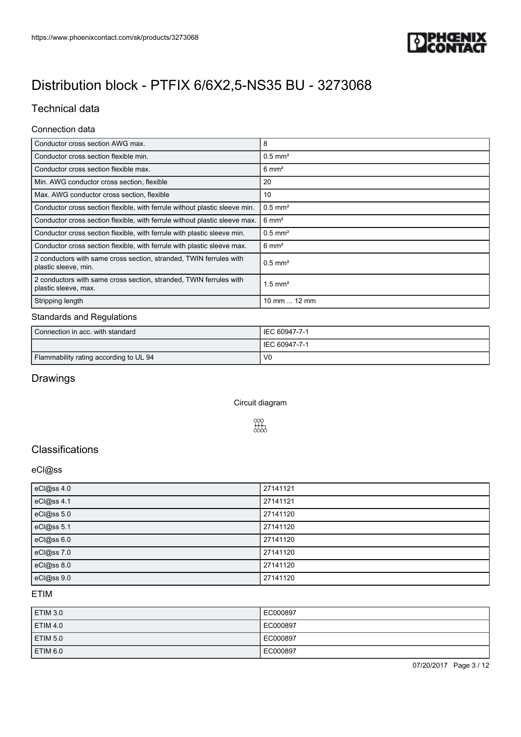# Distribution block - PTFIX 6/6X2,5-NS35 BU - 3273068

## Technical data

### Connection data

| | |
|---|---|
| Conductor cross section AWG max. | 8 |
| Conductor cross section flexible min. | 0.5 mm² |
| Conductor cross section flexible max. | 6 mm² |
| Min. AWG conductor cross section, flexible | 20 |
| Max. AWG conductor cross section, flexible | 10 |
| Conductor cross section flexible, with ferrule without plastic sleeve min. | 0.5 mm² |
| Conductor cross section flexible, with ferrule without plastic sleeve max. | 6 mm² |
| Conductor cross section flexible, with ferrule with plastic sleeve min. | 0.5 mm² |
| Conductor cross section flexible, with ferrule with plastic sleeve max. | 6 mm² |
| 2 conductors with same cross section, stranded, TWIN ferrules with plastic sleeve, min. | 0.5 mm² |
| 2 conductors with same cross section, stranded, TWIN ferrules with plastic sleeve, max. | 1.5 mm² |
| Stripping length | 10 mm ... 12 mm |

### Standards and Regulations

| | |
|---|---|
| Connection in acc. with standard | IEC 60947-7-1 |
| | IEC 60947-7-1 |
| Flammability rating according to UL 94 | V0 |

## Drawings

Circuit diagram

## Classifications

### eCl@ss

| | |
|---|---|
| eCl@ss 4.0 | 27141121 |
| eCl@ss 4.1 | 27141121 |
| eCl@ss 5.0 | 27141120 |
| eCl@ss 5.1 | 27141120 |
| eCl@ss 6.0 | 27141120 |
| eCl@ss 7.0 | 27141120 |
| eCl@ss 8.0 | 27141120 |
| eCl@ss 9.0 | 27141120 |

### ETIM

| | |
|---|---|
| ETIM 3.0 | EC000897 |
| ETIM 4.0 | EC000897 |
| ETIM 5.0 | EC000897 |
| ETIM 6.0 | EC000897 |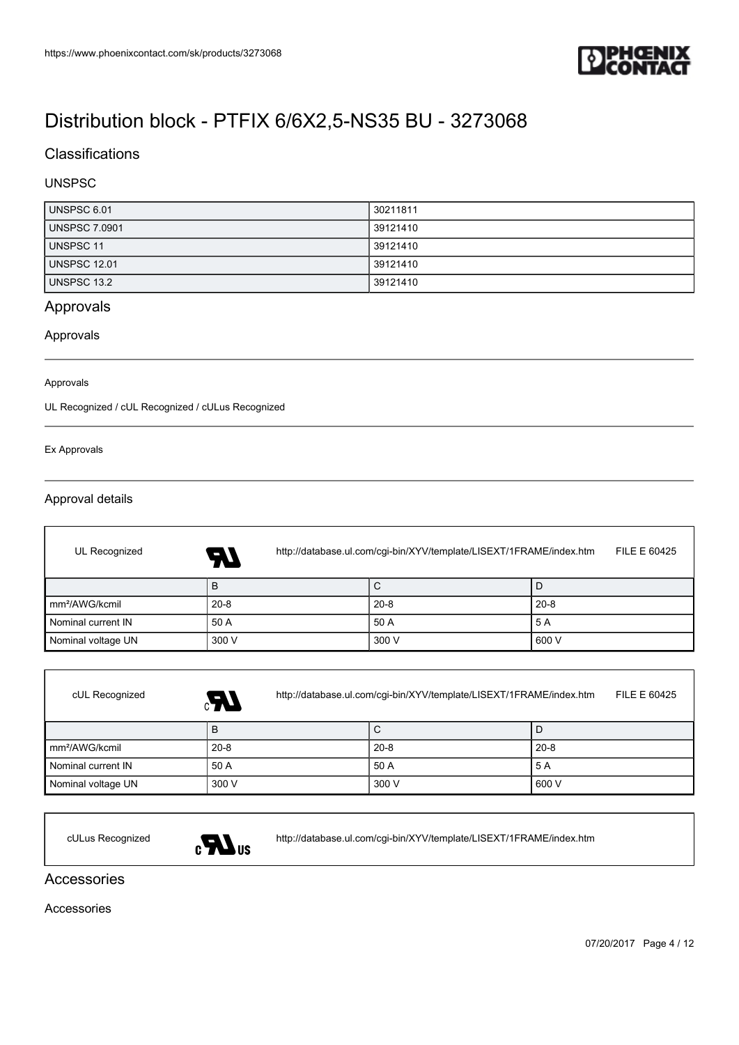# Distribution block - PTFIX 6/6X2,5-NS35 BU - 3273068

## Classifications

### UNSPSC

| | |
|---|---|
| UNSPSC 6.01 | 30211811 |
| UNSPSC 7.0901 | 39121410 |
| UNSPSC 11 | 39121410 |
| UNSPSC 12.01 | 39121410 |
| UNSPSC 13.2 | 39121410 |

## Approvals

### Approvals

Approvals

UL Recognized / cUL Recognized / cULus Recognized

Ex Approvals

### Approval details

UL Recognized http://database.ul.com/cgi-bin/XYV/template/LISEXT/1FRAME/index.htm FILE E 60425

| | B | C | D |
|---|---|---|---|
| mm²/AWG/kcmil | 20-8 | 20-8 | 20-8 |
| Nominal current IN | 50 A | 50 A | 5 A |
| Nominal voltage UN | 300 V | 300 V | 600 V |

cUL Recognized http://database.ul.com/cgi-bin/XYV/template/LISEXT/1FRAME/index.htm FILE E 60425

| | B | C | D |
|---|---|---|---|
| mm²/AWG/kcmil | 20-8 | 20-8 | 20-8 |
| Nominal current IN | 50 A | 50 A | 5 A |
| Nominal voltage UN | 300 V | 300 V | 600 V |

cULus Recognized http://database.ul.com/cgi-bin/XYV/template/LISEXT/1FRAME/index.htm

## Accessories

### Accessories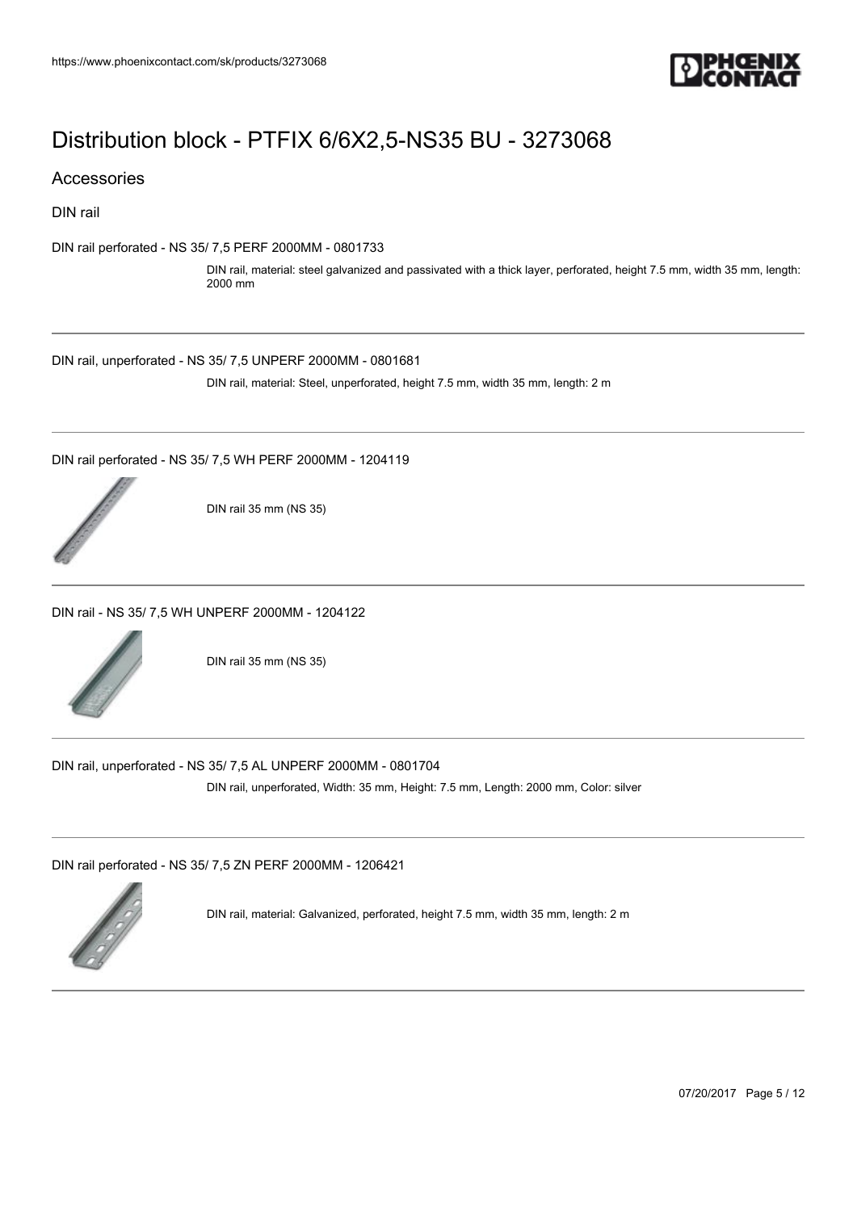# Distribution block - PTFIX 6/6X2,5-NS35 BU - 3273068

## Accessories

### DIN rail

DIN rail perforated - NS 35/ 7,5 PERF 2000MM - 0801733

DIN rail, material: steel galvanized and passivated with a thick layer, perforated, height 7.5 mm, width 35 mm, length: 2000 mm

---

DIN rail, unperforated - NS 35/ 7,5 UNPERF 2000MM - 0801681

DIN rail, material: Steel, unperforated, height 7.5 mm, width 35 mm, length: 2 m

---

DIN rail perforated - NS 35/ 7,5 WH PERF 2000MM - 1204119

DIN rail 35 mm (NS 35)

---

DIN rail - NS 35/ 7,5 WH UNPERF 2000MM - 1204122

DIN rail 35 mm (NS 35)

---

DIN rail, unperforated - NS 35/ 7,5 AL UNPERF 2000MM - 0801704

DIN rail, unperforated, Width: 35 mm, Height: 7.5 mm, Length: 2000 mm, Color: silver

---

DIN rail perforated - NS 35/ 7,5 ZN PERF 2000MM - 1206421

DIN rail, material: Galvanized, perforated, height 7.5 mm, width 35 mm, length: 2 m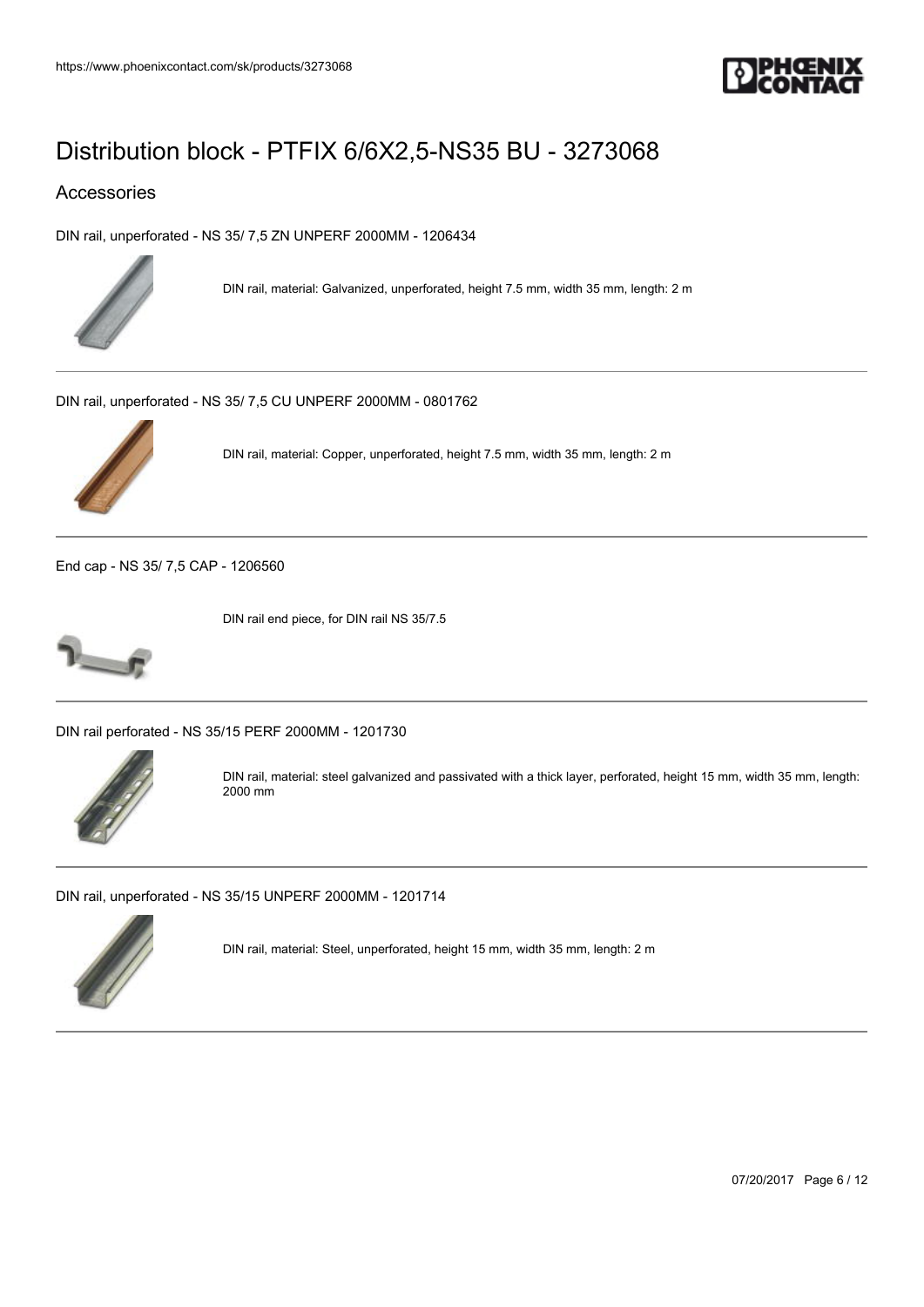# Distribution block - PTFIX 6/6X2,5-NS35 BU - 3273068

## Accessories

DIN rail, unperforated - NS 35/ 7,5 ZN UNPERF 2000MM - 1206434

DIN rail, material: Galvanized, unperforated, height 7.5 mm, width 35 mm, length: 2 m

---

DIN rail, unperforated - NS 35/ 7,5 CU UNPERF 2000MM - 0801762

DIN rail, material: Copper, unperforated, height 7.5 mm, width 35 mm, length: 2 m

---

End cap - NS 35/ 7,5 CAP - 1206560

DIN rail end piece, for DIN rail NS 35/7.5

---

DIN rail perforated - NS 35/15 PERF 2000MM - 1201730

DIN rail, material: steel galvanized and passivated with a thick layer, perforated, height 15 mm, width 35 mm, length: 2000 mm

---

DIN rail, unperforated - NS 35/15 UNPERF 2000MM - 1201714

DIN rail, material: Steel, unperforated, height 15 mm, width 35 mm, length: 2 m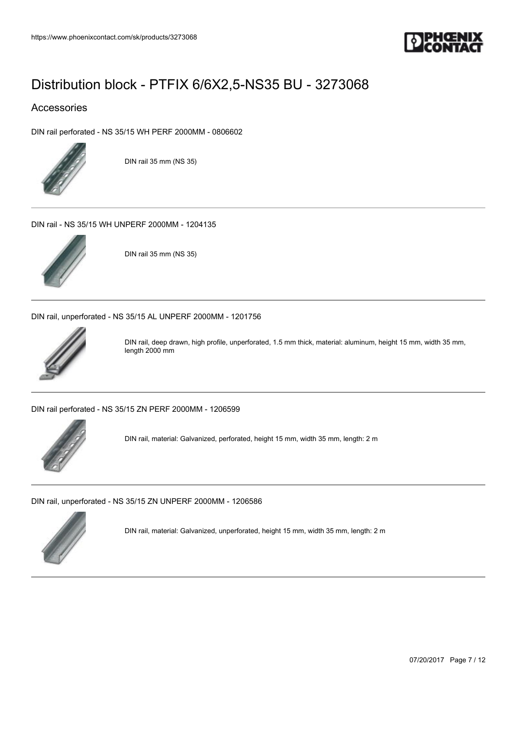# Distribution block - PTFIX 6/6X2,5-NS35 BU - 3273068

## Accessories

DIN rail perforated - NS 35/15 WH PERF 2000MM - 0806602

DIN rail 35 mm (NS 35)

DIN rail - NS 35/15 WH UNPERF 2000MM - 1204135

DIN rail 35 mm (NS 35)

DIN rail, unperforated - NS 35/15 AL UNPERF 2000MM - 1201756

DIN rail, deep drawn, high profile, unperforated, 1.5 mm thick, material: aluminum, height 15 mm, width 35 mm, length 2000 mm

DIN rail perforated - NS 35/15 ZN PERF 2000MM - 1206599

DIN rail, material: Galvanized, perforated, height 15 mm, width 35 mm, length: 2 m

DIN rail, unperforated - NS 35/15 ZN UNPERF 2000MM - 1206586

DIN rail, material: Galvanized, unperforated, height 15 mm, width 35 mm, length: 2 m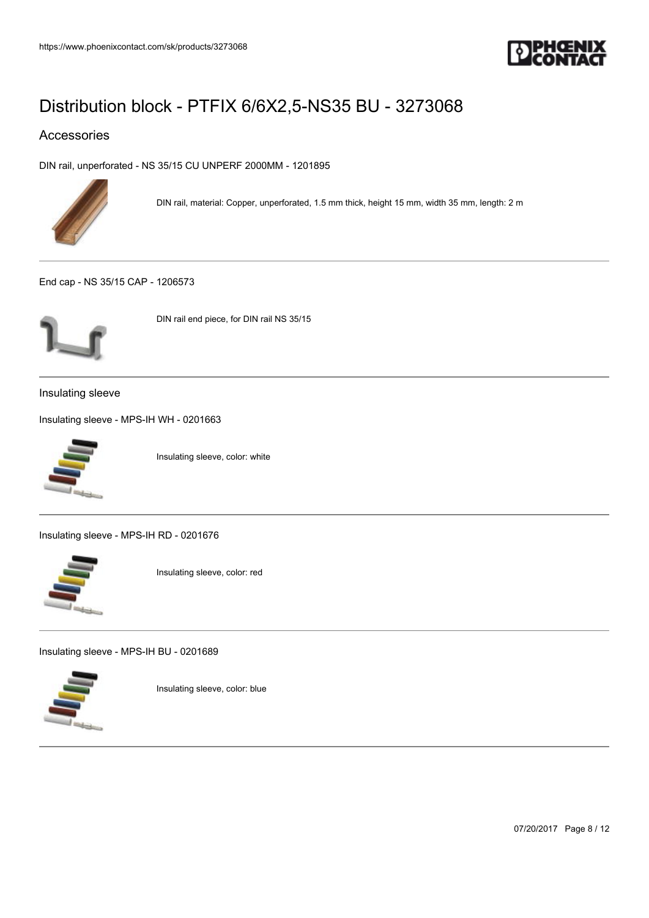# Distribution block - PTFIX 6/6X2,5-NS35 BU - 3273068

## Accessories

DIN rail, unperforated - NS 35/15 CU UNPERF 2000MM - 1201895

DIN rail, material: Copper, unperforated, 1.5 mm thick, height 15 mm, width 35 mm, length: 2 m

---

End cap - NS 35/15 CAP - 1206573

DIN rail end piece, for DIN rail NS 35/15

---

### Insulating sleeve

Insulating sleeve - MPS-IH WH - 0201663

Insulating sleeve, color: white

---

Insulating sleeve - MPS-IH RD - 0201676

Insulating sleeve, color: red

---

Insulating sleeve - MPS-IH BU - 0201689

Insulating sleeve, color: blue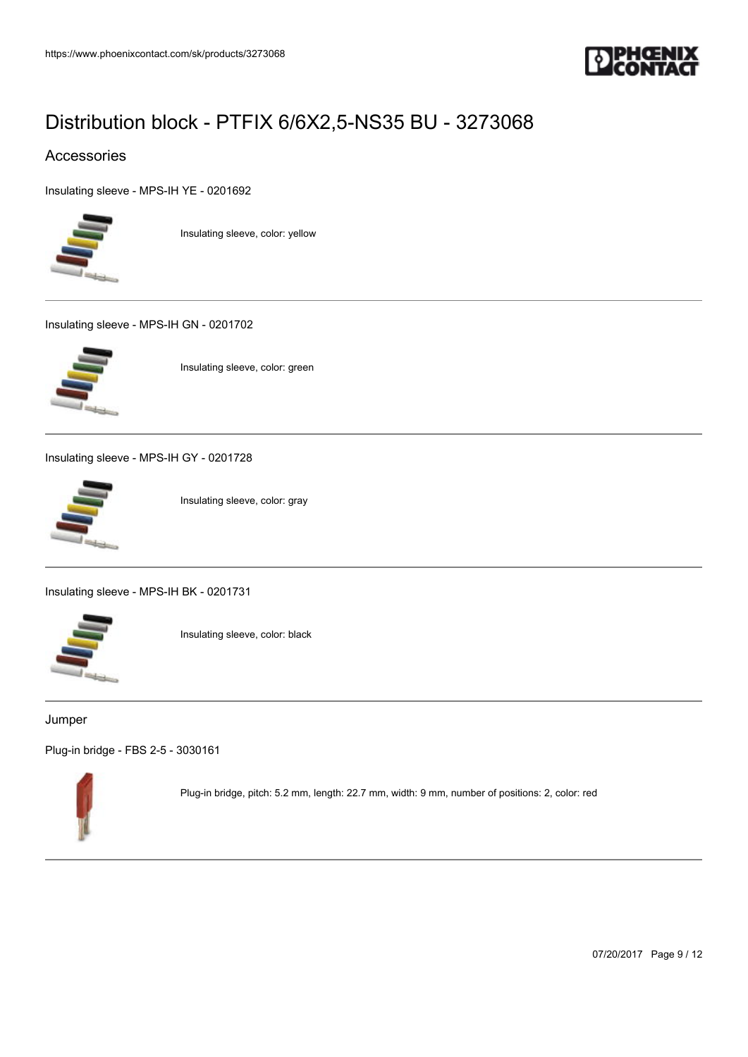# Distribution block - PTFIX 6/6X2,5-NS35 BU - 3273068

## Accessories

Insulating sleeve - MPS-IH YE - 0201692

Insulating sleeve, color: yellow

---

Insulating sleeve - MPS-IH GN - 0201702

Insulating sleeve, color: green

---

Insulating sleeve - MPS-IH GY - 0201728

Insulating sleeve, color: gray

---

Insulating sleeve - MPS-IH BK - 0201731

Insulating sleeve, color: black

---

Jumper

Plug-in bridge - FBS 2-5 - 3030161

Plug-in bridge, pitch: 5.2 mm, length: 22.7 mm, width: 9 mm, number of positions: 2, color: red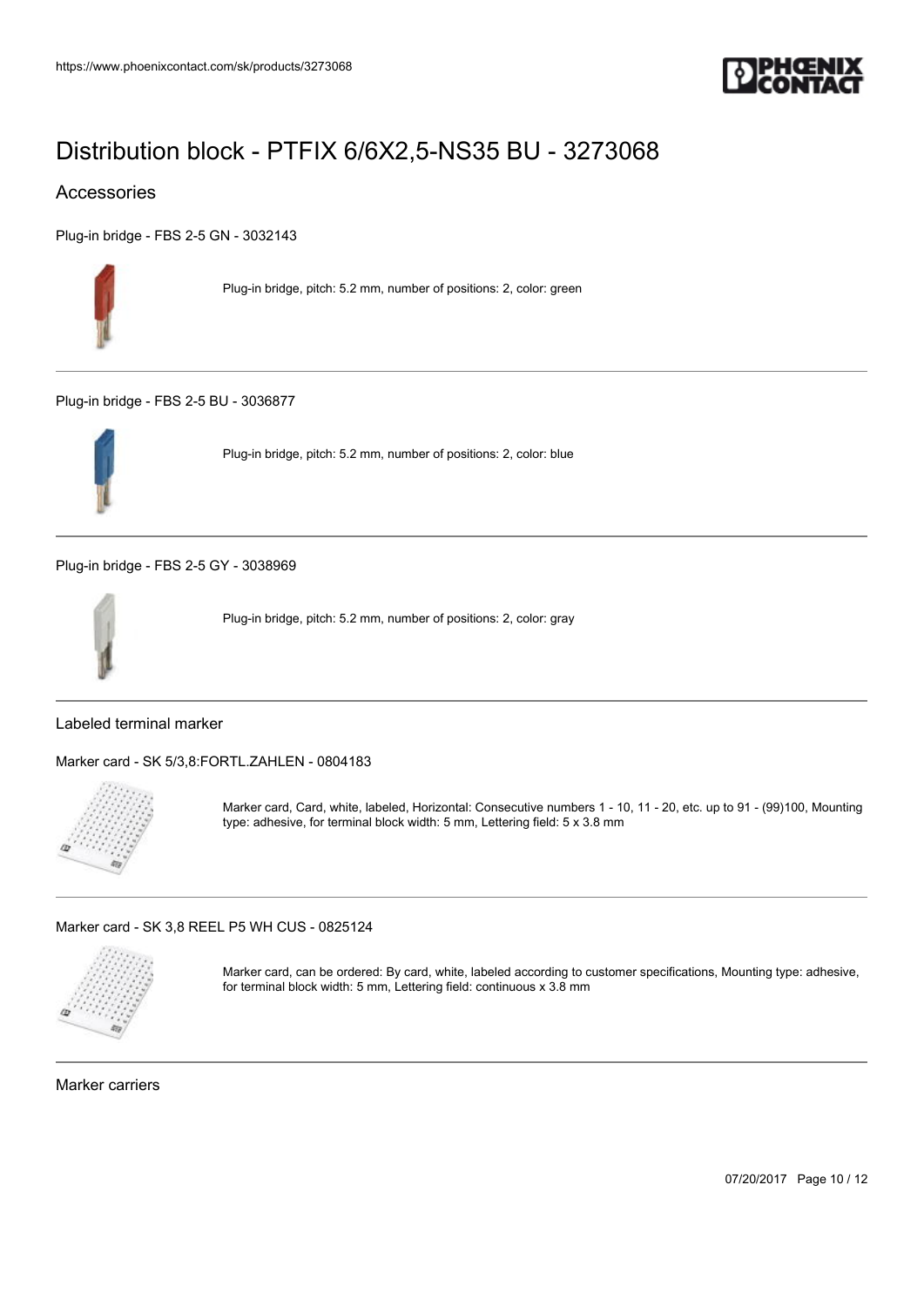# Distribution block - PTFIX 6/6X2,5-NS35 BU - 3273068

## Accessories

Plug-in bridge - FBS 2-5 GN - 3032143

Plug-in bridge, pitch: 5.2 mm, number of positions: 2, color: green

---

Plug-in bridge - FBS 2-5 BU - 3036877

Plug-in bridge, pitch: 5.2 mm, number of positions: 2, color: blue

---

Plug-in bridge - FBS 2-5 GY - 3038969

Plug-in bridge, pitch: 5.2 mm, number of positions: 2, color: gray

---

### Labeled terminal marker

Marker card - SK 5/3,8:FORTL.ZAHLEN - 0804183

Marker card, Card, white, labeled, Horizontal: Consecutive numbers 1 - 10, 11 - 20, etc. up to 91 - (99)100, Mounting type: adhesive, for terminal block width: 5 mm, Lettering field: 5 x 3.8 mm

---

Marker card - SK 3,8 REEL P5 WH CUS - 0825124

Marker card, can be ordered: By card, white, labeled according to customer specifications, Mounting type: adhesive, for terminal block width: 5 mm, Lettering field: continuous x 3.8 mm

---

### Marker carriers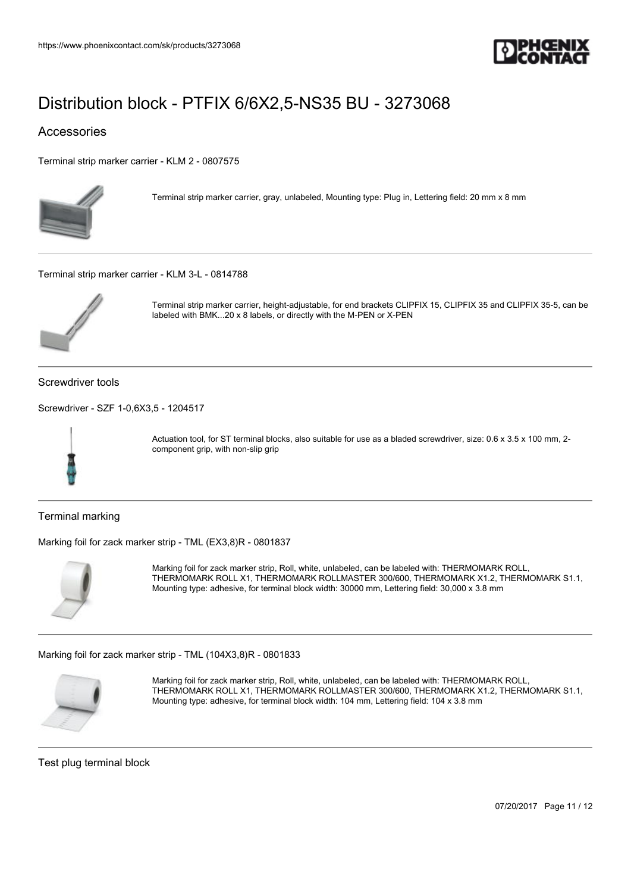# Distribution block - PTFIX 6/6X2,5-NS35 BU - 3273068

## Accessories

Terminal strip marker carrier - KLM 2 - 0807575

Terminal strip marker carrier, gray, unlabeled, Mounting type: Plug in, Lettering field: 20 mm x 8 mm

---

Terminal strip marker carrier - KLM 3-L - 0814788

Terminal strip marker carrier, height-adjustable, for end brackets CLIPFIX 15, CLIPFIX 35 and CLIPFIX 35-5, can be labeled with BMK...20 x 8 labels, or directly with the M-PEN or X-PEN

---

### Screwdriver tools

Screwdriver - SZF 1-0,6X3,5 - 1204517

Actuation tool, for ST terminal blocks, also suitable for use as a bladed screwdriver, size: 0.6 x 3.5 x 100 mm, 2-component grip, with non-slip grip

---

### Terminal marking

Marking foil for zack marker strip - TML (EX3,8)R - 0801837

Marking foil for zack marker strip, Roll, white, unlabeled, can be labeled with: THERMOMARK ROLL, THERMOMARK ROLL X1, THERMOMARK ROLLMASTER 300/600, THERMOMARK X1.2, THERMOMARK S1.1, Mounting type: adhesive, for terminal block width: 30000 mm, Lettering field: 30,000 x 3.8 mm

---

Marking foil for zack marker strip - TML (104X3,8)R - 0801833

Marking foil for zack marker strip, Roll, white, unlabeled, can be labeled with: THERMOMARK ROLL, THERMOMARK ROLL X1, THERMOMARK ROLLMASTER 300/600, THERMOMARK X1.2, THERMOMARK S1.1, Mounting type: adhesive, for terminal block width: 104 mm, Lettering field: 104 x 3.8 mm

---

### Test plug terminal block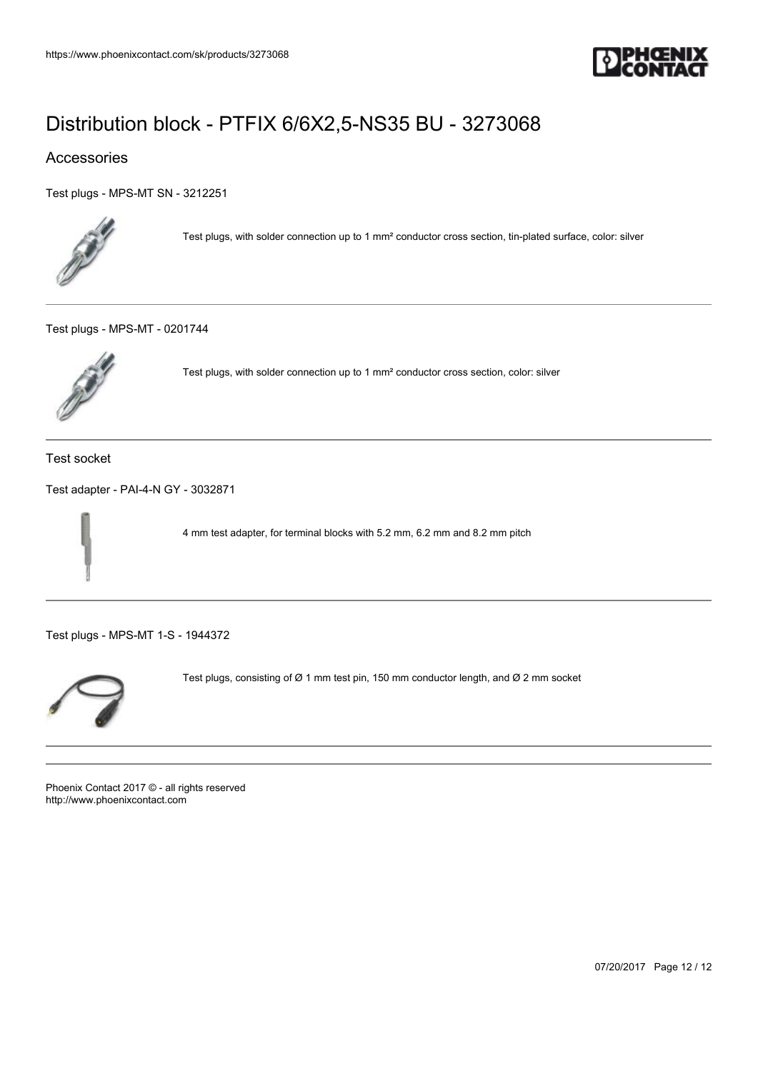# Distribution block - PTFIX 6/6X2,5-NS35 BU - 3273068

## Accessories

Test plugs - MPS-MT SN - 3212251

Test plugs, with solder connection up to 1 mm² conductor cross section, tin-plated surface, color: silver

Test plugs - MPS-MT - 0201744

Test plugs, with solder connection up to 1 mm² conductor cross section, color: silver

### Test socket

Test adapter - PAI-4-N GY - 3032871

4 mm test adapter, for terminal blocks with 5.2 mm, 6.2 mm and 8.2 mm pitch

Test plugs - MPS-MT 1-S - 1944372

Test plugs, consisting of Ø 1 mm test pin, 150 mm conductor length, and Ø 2 mm socket

Phoenix Contact 2017 © - all rights reserved
http://www.phoenixcontact.com